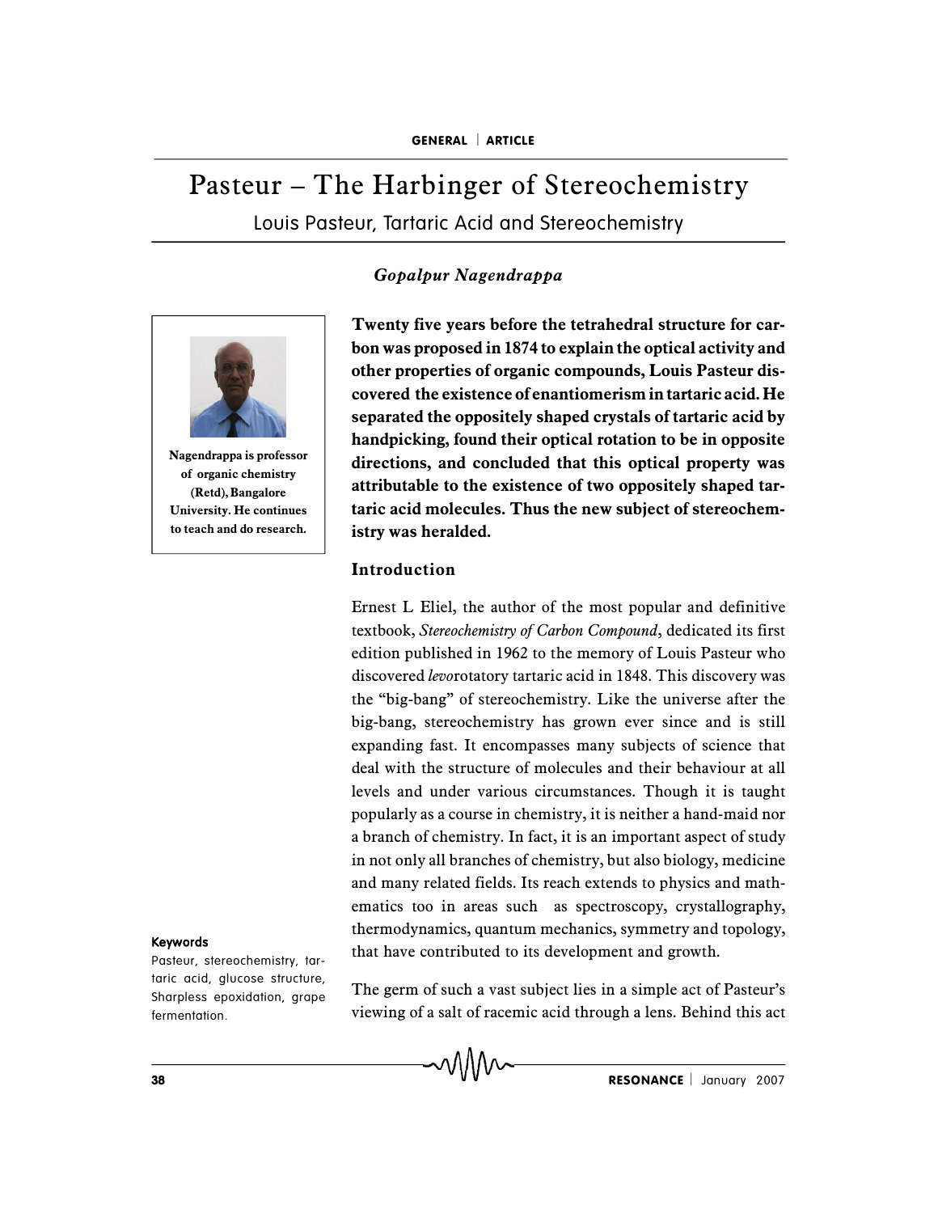GENERAL | ARTICLE

# Pasteur – The Harbinger of Stereochemistry

## Louis Pasteur, Tartaric Acid and Stereochemistry

*Gopalpur Nagendrappa*

Nagendrappa is professor of organic chemistry (Retd), Bangalore University. He continues to teach and do research.

**Twenty five years before the tetrahedral structure for carbon was proposed in 1874 to explain the optical activity and other properties of organic compounds, Louis Pasteur discovered the existence of enantiomerism in tartaric acid. He separated the oppositely shaped crystals of tartaric acid by handpicking, found their optical rotation to be in opposite directions, and concluded that this optical property was attributable to the existence of two oppositely shaped tartaric acid molecules. Thus the new subject of stereochemistry was heralded.**

### Introduction

Ernest L Eliel, the author of the most popular and definitive textbook, *Stereochemistry of Carbon Compound*, dedicated its first edition published in 1962 to the memory of Louis Pasteur who discovered *levo*rotatory tartaric acid in 1848. This discovery was the "big-bang" of stereochemistry. Like the universe after the big-bang, stereochemistry has grown ever since and is still expanding fast. It encompasses many subjects of science that deal with the structure of molecules and their behaviour at all levels and under various circumstances. Though it is taught popularly as a course in chemistry, it is neither a hand-maid nor a branch of chemistry. In fact, it is an important aspect of study in not only all branches of chemistry, but also biology, medicine and many related fields. Its reach extends to physics and mathematics too in areas such as spectroscopy, crystallography, thermodynamics, quantum mechanics, symmetry and topology, that have contributed to its development and growth.

The germ of such a vast subject lies in a simple act of Pasteur's viewing of a salt of racemic acid through a lens. Behind this act

**Keywords**

Pasteur, stereochemistry, tartaric acid, glucose structure, Sharpless epoxidation, grape fermentation.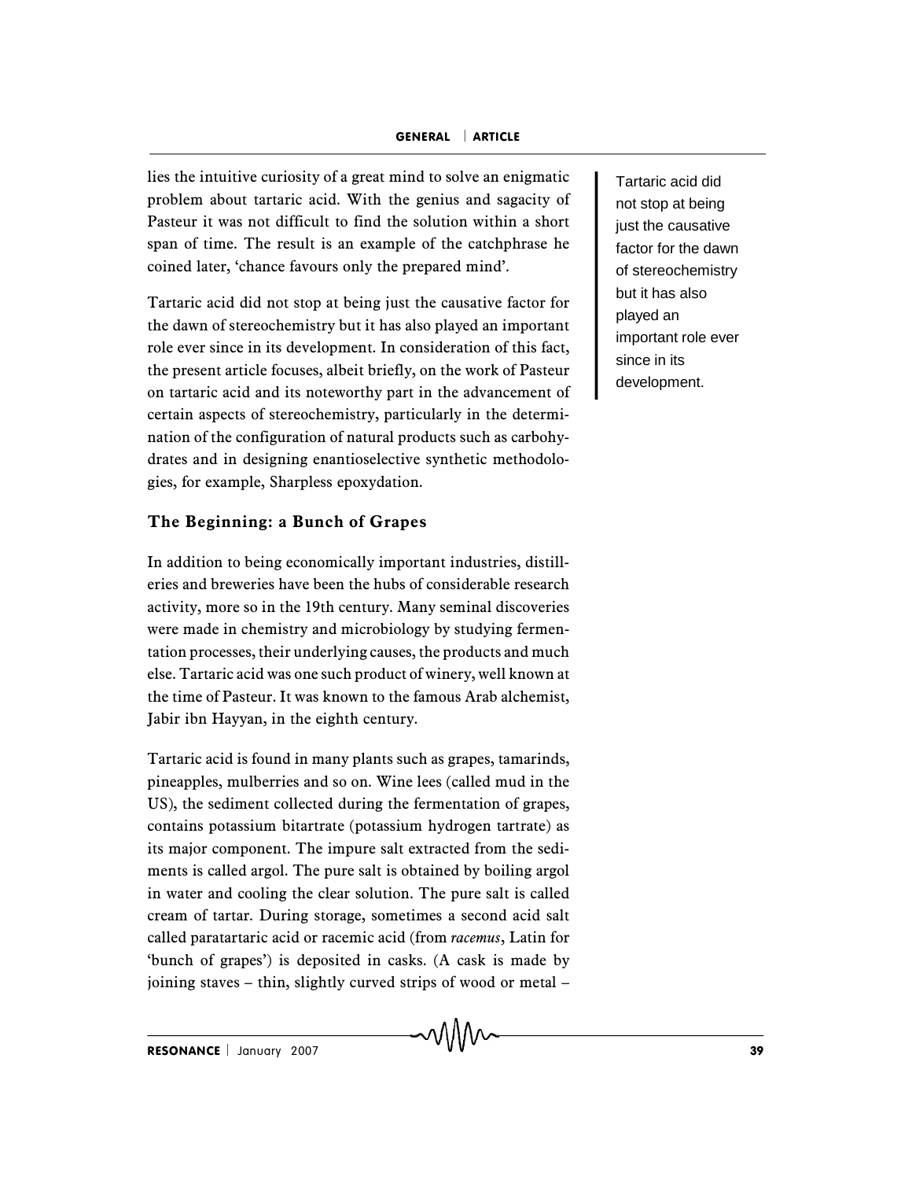lies the intuitive curiosity of a great mind to solve an enigmatic problem about tartaric acid. With the genius and sagacity of Pasteur it was not difficult to find the solution within a short span of time. The result is an example of the catchphrase he coined later, 'chance favours only the prepared mind'.

Tartaric acid did not stop at being just the causative factor for the dawn of stereochemistry but it has also played an important role ever since in its development. In consideration of this fact, the present article focuses, albeit briefly, on the work of Pasteur on tartaric acid and its noteworthy part in the advancement of certain aspects of stereochemistry, particularly in the determination of the configuration of natural products such as carbohydrates and in designing enantioselective synthetic methodologies, for example, Sharpless epoxydation.

> Tartaric acid did not stop at being just the causative factor for the dawn of stereochemistry but it has also played an important role ever since in its development.

## The Beginning: a Bunch of Grapes

In addition to being economically important industries, distilleries and breweries have been the hubs of considerable research activity, more so in the 19th century. Many seminal discoveries were made in chemistry and microbiology by studying fermentation processes, their underlying causes, the products and much else. Tartaric acid was one such product of winery, well known at the time of Pasteur. It was known to the famous Arab alchemist, Jabir ibn Hayyan, in the eighth century.

Tartaric acid is found in many plants such as grapes, tamarinds, pineapples, mulberries and so on. Wine lees (called mud in the US), the sediment collected during the fermentation of grapes, contains potassium bitartrate (potassium hydrogen tartrate) as its major component. The impure salt extracted from the sediments is called argol. The pure salt is obtained by boiling argol in water and cooling the clear solution. The pure salt is called cream of tartar. During storage, sometimes a second acid salt called paratartaric acid or racemic acid (from *racemus*, Latin for 'bunch of grapes') is deposited in casks. (A cask is made by joining staves – thin, slightly curved strips of wood or metal –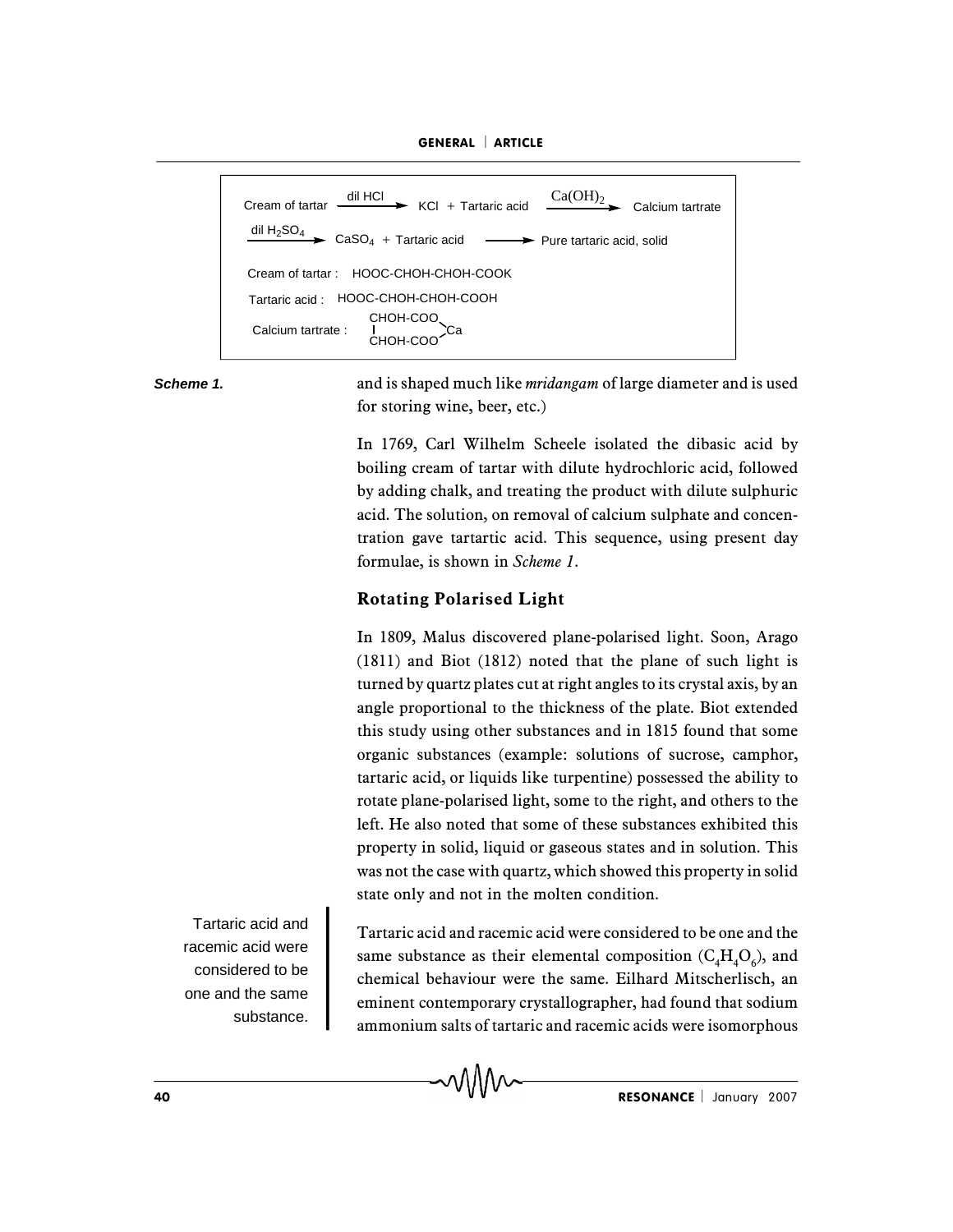Cream of tartar $\xrightarrow{\text{dil HCl}}$ KCl + Tartaric acid $\xrightarrow{Ca(OH)_2}$ Calcium tartrate

$\xrightarrow{\text{dil } H_2SO_4}$ $CaSO_4$ + Tartaric acid $\longrightarrow$ Pure tartaric acid, solid

Cream of tartar : HOOC-CHOH-CHOH-COOK

Tartaric acid : HOOC-CHOH-CHOH-COOH

Calcium tartrate : (CHOH-COO)–(CHOH-COO) Ca

*Scheme 1.*

and is shaped much like *mridangam* of large diameter and is used for storing wine, beer, etc.)

In 1769, Carl Wilhelm Scheele isolated the dibasic acid by boiling cream of tartar with dilute hydrochloric acid, followed by adding chalk, and treating the product with dilute sulphuric acid. The solution, on removal of calcium sulphate and concentration gave tartartic acid. This sequence, using present day formulae, is shown in *Scheme 1*.

## Rotating Polarised Light

In 1809, Malus discovered plane-polarised light. Soon, Arago (1811) and Biot (1812) noted that the plane of such light is turned by quartz plates cut at right angles to its crystal axis, by an angle proportional to the thickness of the plate. Biot extended this study using other substances and in 1815 found that some organic substances (example: solutions of sucrose, camphor, tartaric acid, or liquids like turpentine) possessed the ability to rotate plane-polarised light, some to the right, and others to the left. He also noted that some of these substances exhibited this property in solid, liquid or gaseous states and in solution. This was not the case with quartz, which showed this property in solid state only and not in the molten condition.

Tartaric acid and racemic acid were considered to be one and the same substance.

Tartaric acid and racemic acid were considered to be one and the same substance as their elemental composition ($C_4H_4O_6$), and chemical behaviour were the same. Eilhard Mitscherlisch, an eminent contemporary crystallographer, had found that sodium ammonium salts of tartaric and racemic acids were isomorphous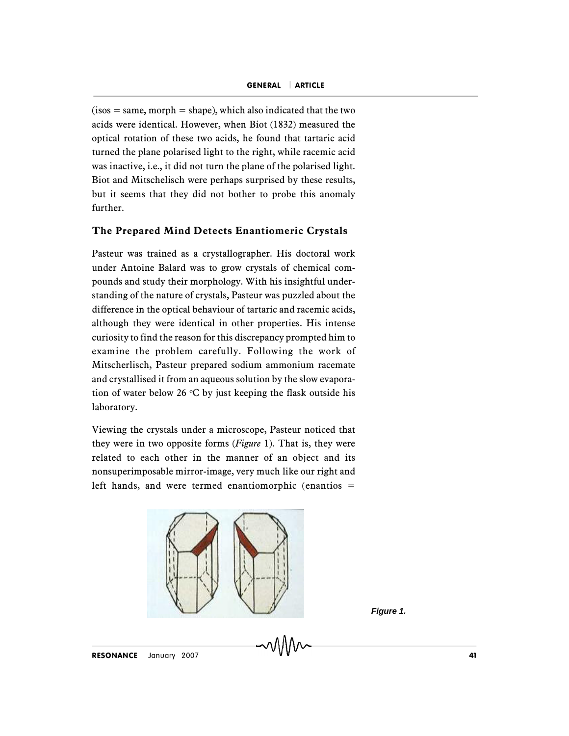(isos = same, morph = shape), which also indicated that the two acids were identical. However, when Biot (1832) measured the optical rotation of these two acids, he found that tartaric acid turned the plane polarised light to the right, while racemic acid was inactive, i.e., it did not turn the plane of the polarised light. Biot and Mitschelisch were perhaps surprised by these results, but it seems that they did not bother to probe this anomaly further.

## The Prepared Mind Detects Enantiomeric Crystals

Pasteur was trained as a crystallographer. His doctoral work under Antoine Balard was to grow crystals of chemical compounds and study their morphology. With his insightful understanding of the nature of crystals, Pasteur was puzzled about the difference in the optical behaviour of tartaric and racemic acids, although they were identical in other properties. His intense curiosity to find the reason for this discrepancy prompted him to examine the problem carefully. Following the work of Mitscherlisch, Pasteur prepared sodium ammonium racemate and crystallised it from an aqueous solution by the slow evaporation of water below 26 °C by just keeping the flask outside his laboratory.

Viewing the crystals under a microscope, Pasteur noticed that they were in two opposite forms (*Figure* 1). That is, they were related to each other in the manner of an object and its nonsuperimposable mirror-image, very much like our right and left hands, and were termed enantiomorphic (enantios =

**Figure 1.**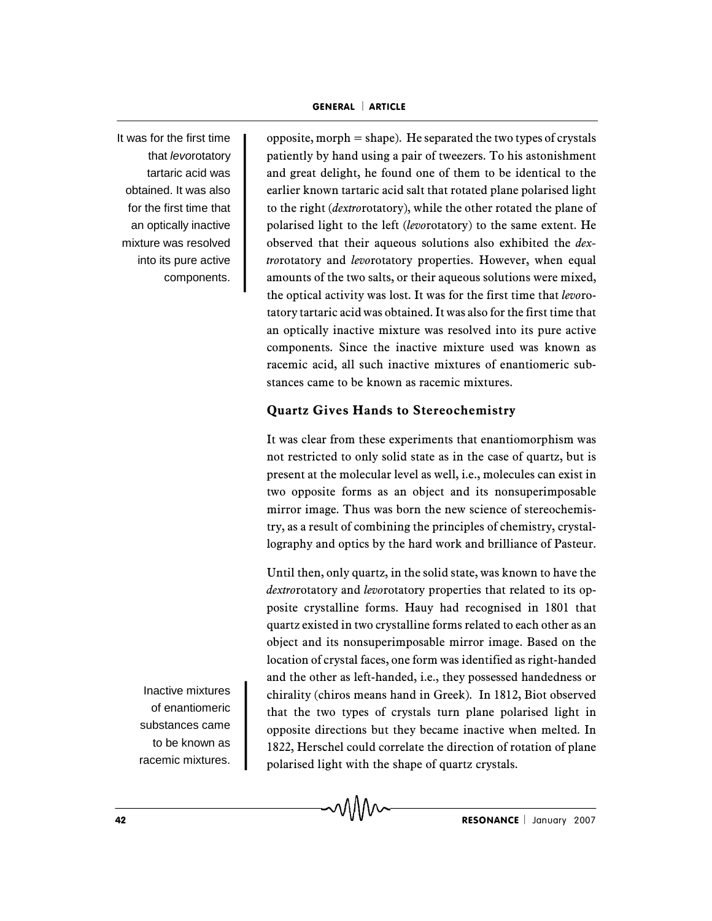> It was for the first time that *levo*rotatory tartaric acid was obtained. It was also for the first time that an optically inactive mixture was resolved into its pure active components.

opposite, morph = shape). He separated the two types of crystals patiently by hand using a pair of tweezers. To his astonishment and great delight, he found one of them to be identical to the earlier known tartaric acid salt that rotated plane polarised light to the right (*dextro*rotatory), while the other rotated the plane of polarised light to the left (*levo*rotatory) to the same extent. He observed that their aqueous solutions also exhibited the *dextro*rotatory and *levo*rotatory properties. However, when equal amounts of the two salts, or their aqueous solutions were mixed, the optical activity was lost. It was for the first time that *levo*rotatory tartaric acid was obtained. It was also for the first time that an optically inactive mixture was resolved into its pure active components. Since the inactive mixture used was known as racemic acid, all such inactive mixtures of enantiomeric substances came to be known as racemic mixtures.

## Quartz Gives Hands to Stereochemistry

It was clear from these experiments that enantiomorphism was not restricted to only solid state as in the case of quartz, but is present at the molecular level as well, i.e., molecules can exist in two opposite forms as an object and its nonsuperimposable mirror image. Thus was born the new science of stereochemistry, as a result of combining the principles of chemistry, crystallography and optics by the hard work and brilliance of Pasteur.

> Inactive mixtures of enantiomeric substances came to be known as racemic mixtures.

Until then, only quartz, in the solid state, was known to have the *dextro*rotatory and *levo*rotatory properties that related to its opposite crystalline forms. Hauy had recognised in 1801 that quartz existed in two crystalline forms related to each other as an object and its nonsuperimposable mirror image. Based on the location of crystal faces, one form was identified as right-handed and the other as left-handed, i.e., they possessed handedness or chirality (chiros means hand in Greek). In 1812, Biot observed that the two types of crystals turn plane polarised light in opposite directions but they became inactive when melted. In 1822, Herschel could correlate the direction of rotation of plane polarised light with the shape of quartz crystals.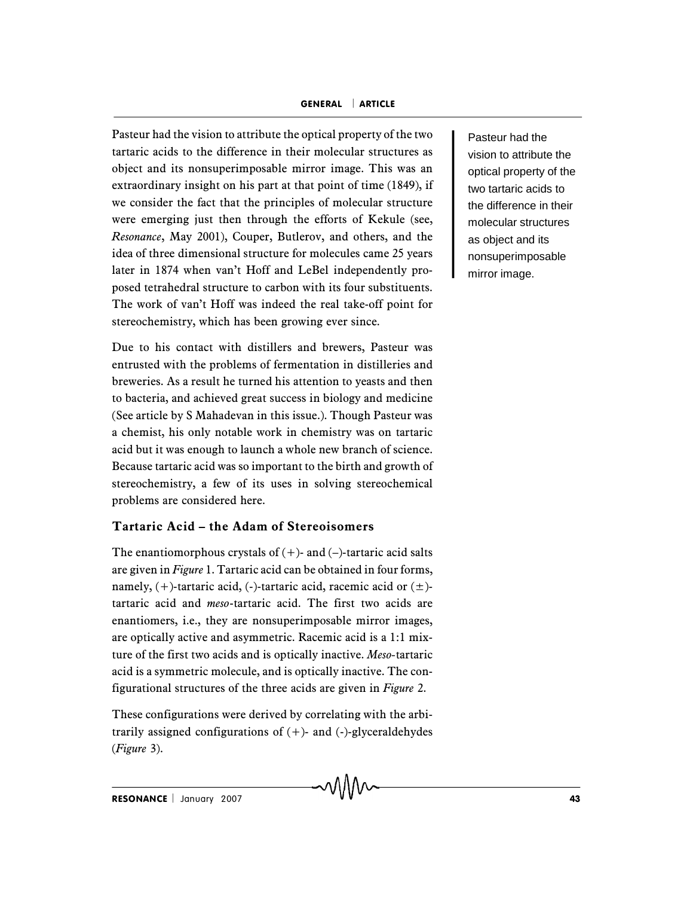Pasteur had the vision to attribute the optical property of the two tartaric acids to the difference in their molecular structures as object and its nonsuperimposable mirror image. This was an extraordinary insight on his part at that point of time (1849), if we consider the fact that the principles of molecular structure were emerging just then through the efforts of Kekule (see, *Resonance*, May 2001), Couper, Butlerov, and others, and the idea of three dimensional structure for molecules came 25 years later in 1874 when van't Hoff and LeBel independently proposed tetrahedral structure to carbon with its four substituents. The work of van't Hoff was indeed the real take-off point for stereochemistry, which has been growing ever since.

> Pasteur had the vision to attribute the optical property of the two tartaric acids to the difference in their molecular structures as object and its nonsuperimposable mirror image.

Due to his contact with distillers and brewers, Pasteur was entrusted with the problems of fermentation in distilleries and breweries. As a result he turned his attention to yeasts and then to bacteria, and achieved great success in biology and medicine (See article by S Mahadevan in this issue.). Though Pasteur was a chemist, his only notable work in chemistry was on tartaric acid but it was enough to launch a whole new branch of science. Because tartaric acid was so important to the birth and growth of stereochemistry, a few of its uses in solving stereochemical problems are considered here.

## Tartaric Acid – the Adam of Stereoisomers

The enantiomorphous crystals of (+)- and (–)-tartaric acid salts are given in *Figure* 1. Tartaric acid can be obtained in four forms, namely, (+)-tartaric acid, (-)-tartaric acid, racemic acid or (±)-tartaric acid and *meso*-tartaric acid. The first two acids are enantiomers, i.e., they are nonsuperimposable mirror images, are optically active and asymmetric. Racemic acid is a 1:1 mixture of the first two acids and is optically inactive. *Meso*-tartaric acid is a symmetric molecule, and is optically inactive. The configurational structures of the three acids are given in *Figure* 2.

These configurations were derived by correlating with the arbitrarily assigned configurations of (+)- and (-)-glyceraldehydes (*Figure* 3).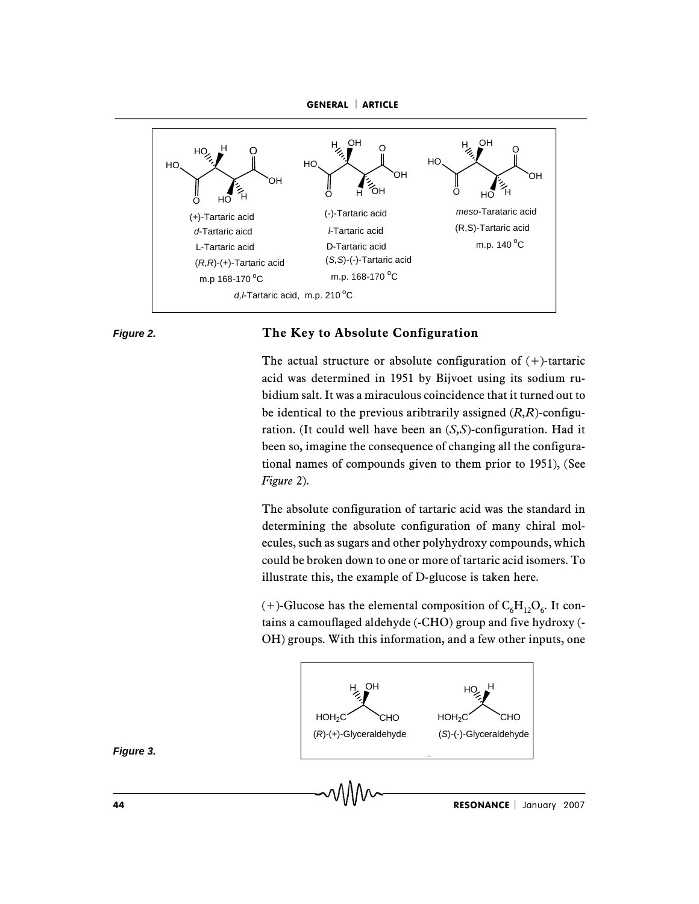(+)-Tartaric acid
*d*-Tartaric aicd
L-Tartaric acid
(*R*,*R*)-(+)-Tartaric acid
m.p 168-170 °C

(-)-Tartaric acid
*l*-Tartaric acid
D-Tartaric acid
(*S*,*S*)-(-)-Tartaric acid
m.p. 168-170 °C

*meso*-Tarataric acid
(R,S)-Tartaric acid
m.p. 140 °C

*d*,*l*-Tartaric acid, m.p. 210 °C

***Figure 2.***

## The Key to Absolute Configuration

The actual structure or absolute configuration of (+)-tartaric acid was determined in 1951 by Bijvoet using its sodium rubidium salt. It was a miraculous coincidence that it turned out to be identical to the previous aribtrarily assigned (*R*,*R*)-configuration. (It could well have been an (*S*,*S*)-configuration. Had it been so, imagine the consequence of changing all the configurational names of compounds given to them prior to 1951), (See *Figure* 2).

The absolute configuration of tartaric acid was the standard in determining the absolute configuration of many chiral molecules, such as sugars and other polyhydroxy compounds, which could be broken down to one or more of tartaric acid isomers. To illustrate this, the example of D-glucose is taken here.

(+)-Glucose has the elemental composition of $C_6H_{12}O_6$. It contains a camouflaged aldehyde (-CHO) group and five hydroxy (-OH) groups. With this information, and a few other inputs, one

(*R*)-(+)-Glyceraldehyde

(*S*)-(-)-Glyceraldehyde

***Figure 3.***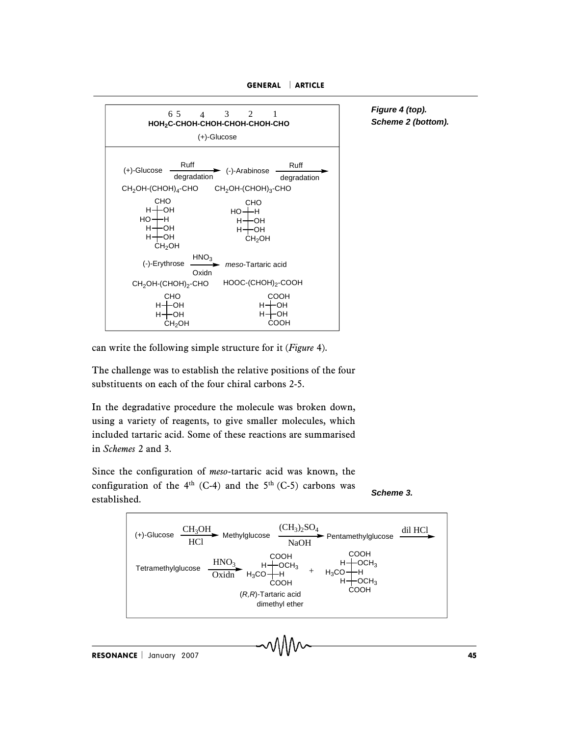6 5 4 3 2 1

**HOH$_2$C-CHOH-CHOH-CHOH-CHOH-CHO**

(+)-Glucose

(+)-Glucose $\xrightarrow[\text{degradation}]{\text{Ruff}}$ (-)-Arabinose $\xrightarrow[\text{degradation}]{\text{Ruff}}$

$CH_2OH$-$(CHOH)_4$-CHO    $CH_2OH$-$(CHOH)_3$-CHO

(-)-Erythrose $\xrightarrow[\text{Oxidn}]{HNO_3}$ *meso*-Tartaric acid

$CH_2OH$-$(CHOH)_2$-CHO    HOOC-$(CHOH)_2$-COOH

***Figure 4 (top).***
***Scheme 2 (bottom).***

can write the following simple structure for it (*Figure* 4).

The challenge was to establish the relative positions of the four substituents on each of the four chiral carbons 2-5.

In the degradative procedure the molecule was broken down, using a variety of reagents, to give smaller molecules, which included tartaric acid. Some of these reactions are summarised in *Schemes* 2 and 3.

Since the configuration of *meso*-tartaric acid was known, the configuration of the 4th (C-4) and the 5th (C-5) carbons was established.

(+)-Glucose $\xrightarrow[HCl]{CH_3OH}$ Methylglucose $\xrightarrow[NaOH]{(CH_3)_2SO_4}$ Pentamethylglucose $\xrightarrow{\text{dil HCl}}$

Tetramethylglucose $\xrightarrow[\text{Oxidn}]{HNO_3}$ (*R*,*R*)-Tartaric acid dimethyl ether +

***Scheme 3.***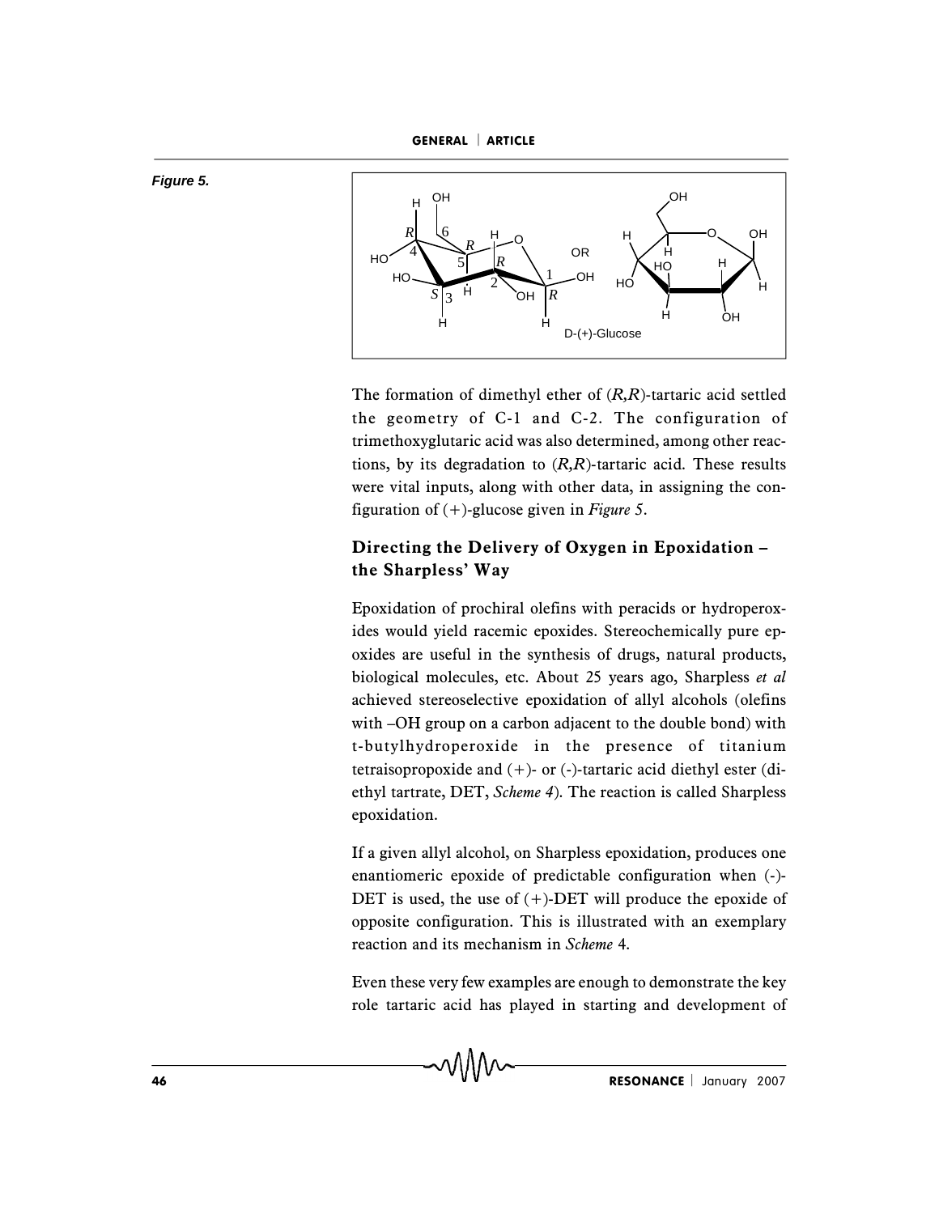**Figure 5.**

D-(+)-Glucose

The formation of dimethyl ether of (*R*,*R*)-tartaric acid settled the geometry of C-1 and C-2. The configuration of trimethoxyglutaric acid was also determined, among other reactions, by its degradation to (*R*,*R*)-tartaric acid. These results were vital inputs, along with other data, in assigning the configuration of (+)-glucose given in *Figure 5*.

## Directing the Delivery of Oxygen in Epoxidation – the Sharpless' Way

Epoxidation of prochiral olefins with peracids or hydroperoxides would yield racemic epoxides. Stereochemically pure epoxides are useful in the synthesis of drugs, natural products, biological molecules, etc. About 25 years ago, Sharpless *et al* achieved stereoselective epoxidation of allyl alcohols (olefins with –OH group on a carbon adjacent to the double bond) with t-butylhydroperoxide in the presence of titanium tetraisopropoxide and (+)- or (-)-tartaric acid diethyl ester (diethyl tartrate, DET, *Scheme 4*). The reaction is called Sharpless epoxidation.

If a given allyl alcohol, on Sharpless epoxidation, produces one enantiomeric epoxide of predictable configuration when (-)-DET is used, the use of (+)-DET will produce the epoxide of opposite configuration. This is illustrated with an exemplary reaction and its mechanism in *Scheme* 4.

Even these very few examples are enough to demonstrate the key role tartaric acid has played in starting and development of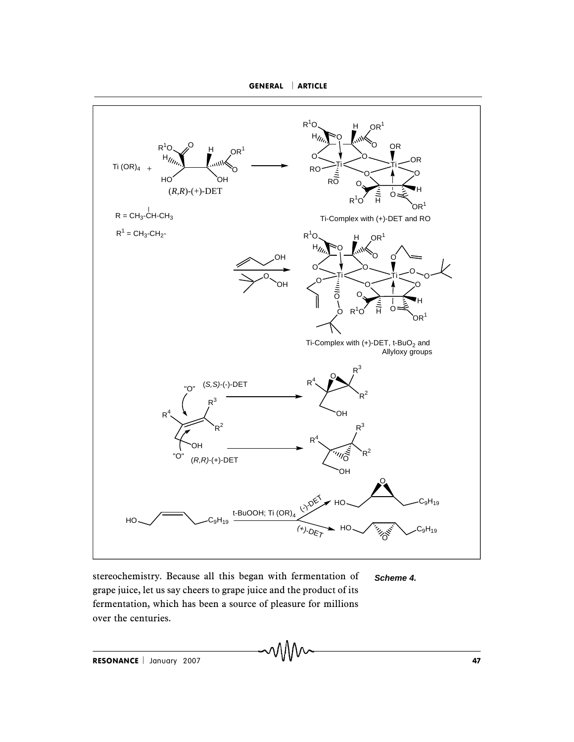stereochemistry. Because all this began with fermentation of grape juice, let us say cheers to grape juice and the product of its fermentation, which has been a source of pleasure for millions over the centuries.

*Scheme 4.*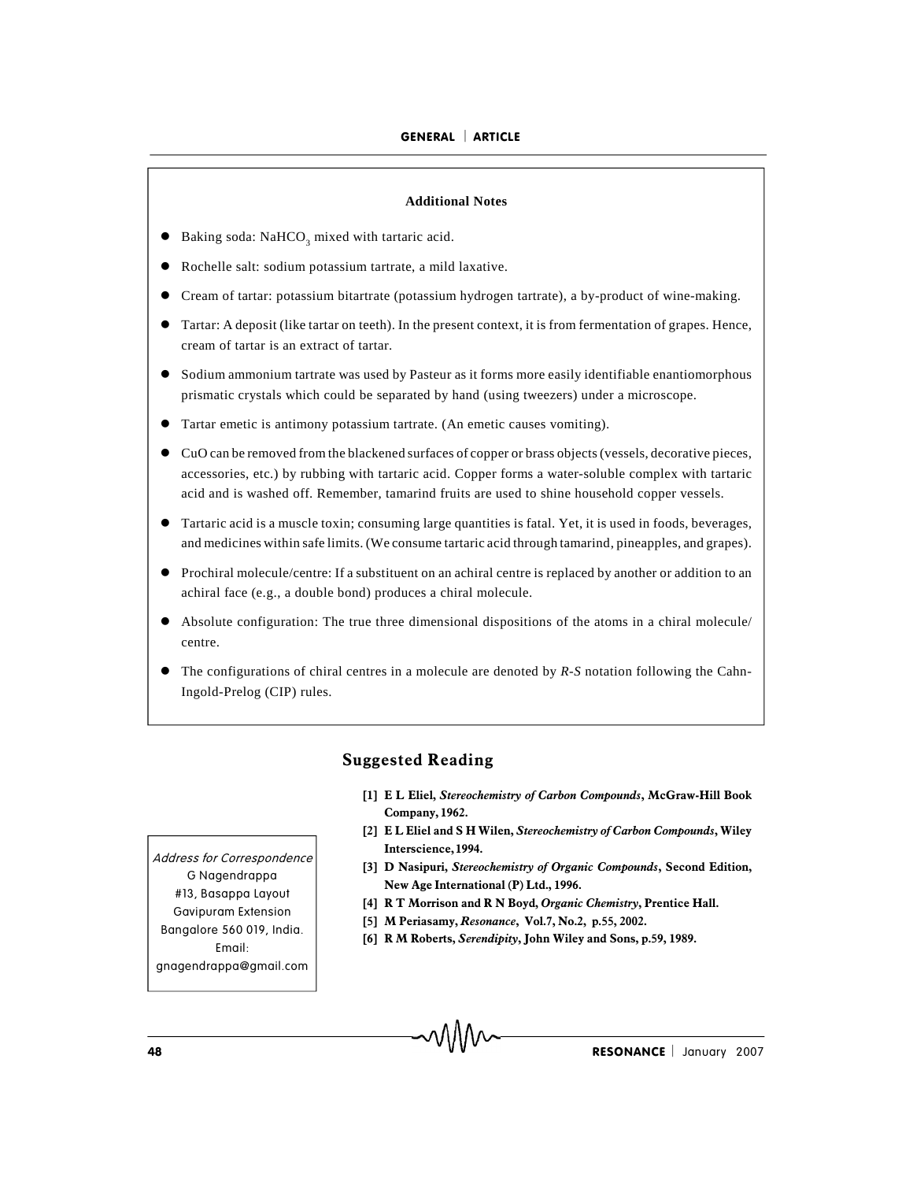### Additional Notes

- Baking soda: $NaHCO_3$ mixed with tartaric acid.
- Rochelle salt: sodium potassium tartrate, a mild laxative.
- Cream of tartar: potassium bitartrate (potassium hydrogen tartrate), a by-product of wine-making.
- Tartar: A deposit (like tartar on teeth). In the present context, it is from fermentation of grapes. Hence, cream of tartar is an extract of tartar.
- Sodium ammonium tartrate was used by Pasteur as it forms more easily identifiable enantiomorphous prismatic crystals which could be separated by hand (using tweezers) under a microscope.
- Tartar emetic is antimony potassium tartrate. (An emetic causes vomiting).
- CuO can be removed from the blackened surfaces of copper or brass objects (vessels, decorative pieces, accessories, etc.) by rubbing with tartaric acid. Copper forms a water-soluble complex with tartaric acid and is washed off. Remember, tamarind fruits are used to shine household copper vessels.
- Tartaric acid is a muscle toxin; consuming large quantities is fatal. Yet, it is used in foods, beverages, and medicines within safe limits. (We consume tartaric acid through tamarind, pineapples, and grapes).
- Prochiral molecule/centre: If a substituent on an achiral centre is replaced by another or addition to an achiral face (e.g., a double bond) produces a chiral molecule.
- Absolute configuration: The true three dimensional dispositions of the atoms in a chiral molecule/centre.
- The configurations of chiral centres in a molecule are denoted by *R-S* notation following the Cahn-Ingold-Prelog (CIP) rules.

## Suggested Reading

**[1] E L Eliel, *Stereochemistry of Carbon Compounds*, McGraw-Hill Book Company, 1962.**

**[2] E L Eliel and S H Wilen, *Stereochemistry of Carbon Compounds*, Wiley Interscience, 1994.**

**[3] D Nasipuri, *Stereochemistry of Organic Compounds*, Second Edition, New Age International (P) Ltd., 1996.**

**[4] R T Morrison and R N Boyd, *Organic Chemistry*, Prentice Hall.**

**[5] M Periasamy, *Resonance*, Vol.7, No.2, p.55, 2002.**

**[6] R M Roberts, *Serendipity*, John Wiley and Sons, p.59, 1989.**

*Address for Correspondence*
G Nagendrappa
#13, Basappa Layout
Gavipuram Extension
Bangalore 560 019, India.
Email:
gnagendrappa@gmail.com